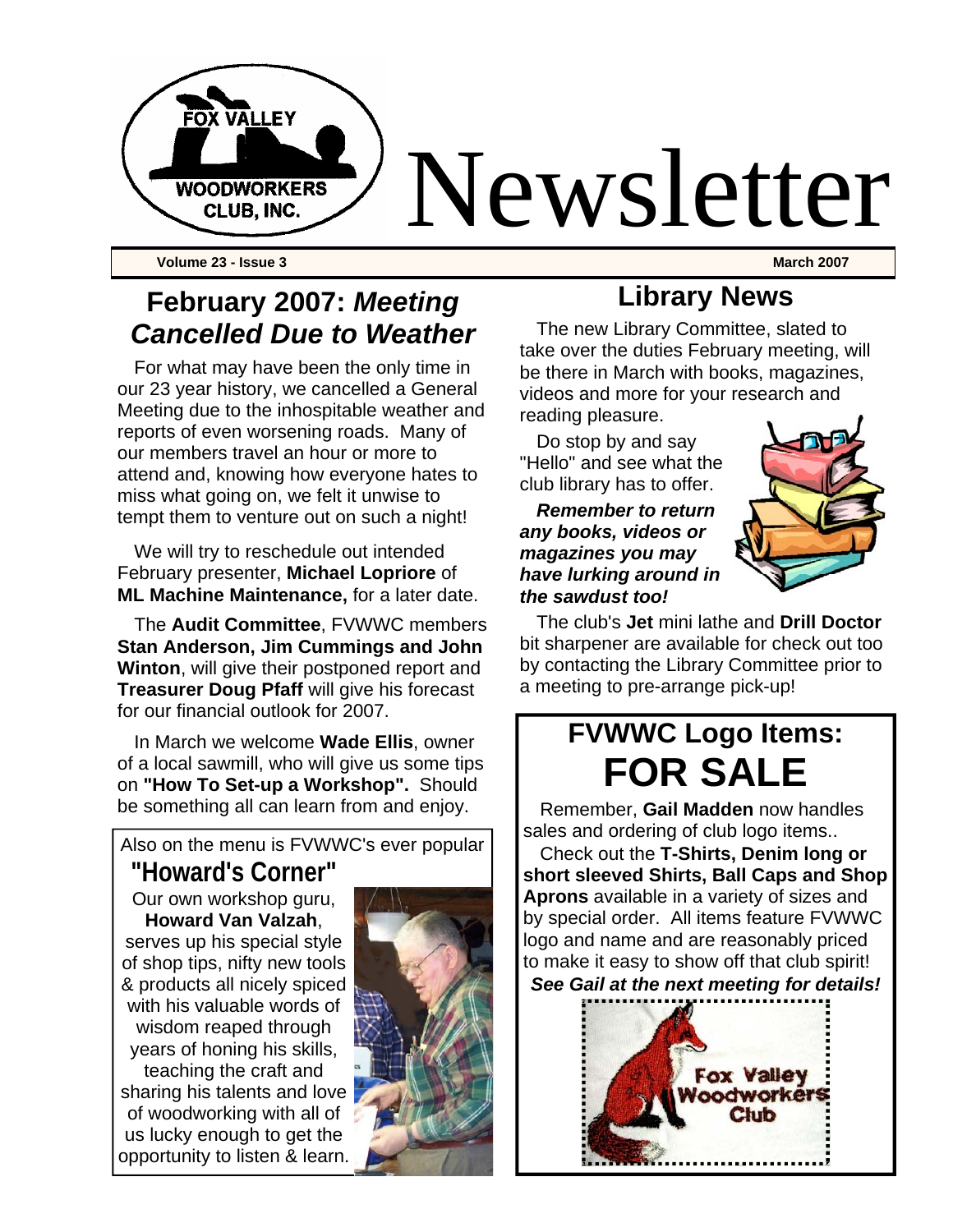# Newsletter

**Volume 23 - Issue 3** **March 2007**

## February 2007: *Meeting Cancelled Due to Weather*

For what may have been the only time in our 23 year history, we cancelled a General Meeting due to the inhospitable weather and reports of even worsening roads. Many of our members travel an hour or more to attend and, knowing how everyone hates to miss what going on, we felt it unwise to tempt them to venture out on such a night!

We will try to reschedule out intended February presenter, **Michael Lopriore** of **ML Machine Maintenance,** for a later date.

The **Audit Committee**, FVWWC members **Stan Anderson, Jim Cummings and John Winton**, will give their postponed report and **Treasurer Doug Pfaff** will give his forecast for our financial outlook for 2007.

In March we welcome **Wade Ellis**, owner of a local sawmill, who will give us some tips on **"How To Set-up a Workshop".** Should be something all can learn from and enjoy.

Also on the menu is FVWWC's ever popular

### "Howard's Corner"

Our own workshop guru, **Howard Van Valzah**, serves up his special style of shop tips, nifty new tools & products all nicely spiced with his valuable words of wisdom reaped through years of honing his skills, teaching the craft and sharing his talents and love of woodworking with all of us lucky enough to get the opportunity to listen & learn.

## Library News

The new Library Committee, slated to take over the duties February meeting, will be there in March with books, magazines, videos and more for your research and reading pleasure.

Do stop by and say "Hello" and see what the club library has to offer.

***Remember to return any books, videos or magazines you may have lurking around in the sawdust too!***

The club's **Jet** mini lathe and **Drill Doctor** bit sharpener are available for check out too by contacting the Library Committee prior to a meeting to pre-arrange pick-up!

## FVWWC Logo Items: FOR SALE

Remember, **Gail Madden** now handles sales and ordering of club logo items..

Check out the **T-Shirts, Denim long or short sleeved Shirts, Ball Caps and Shop Aprons** available in a variety of sizes and by special order. All items feature FVWWC logo and name and are reasonably priced to make it easy to show off that club spirit!

***See Gail at the next meeting for details!***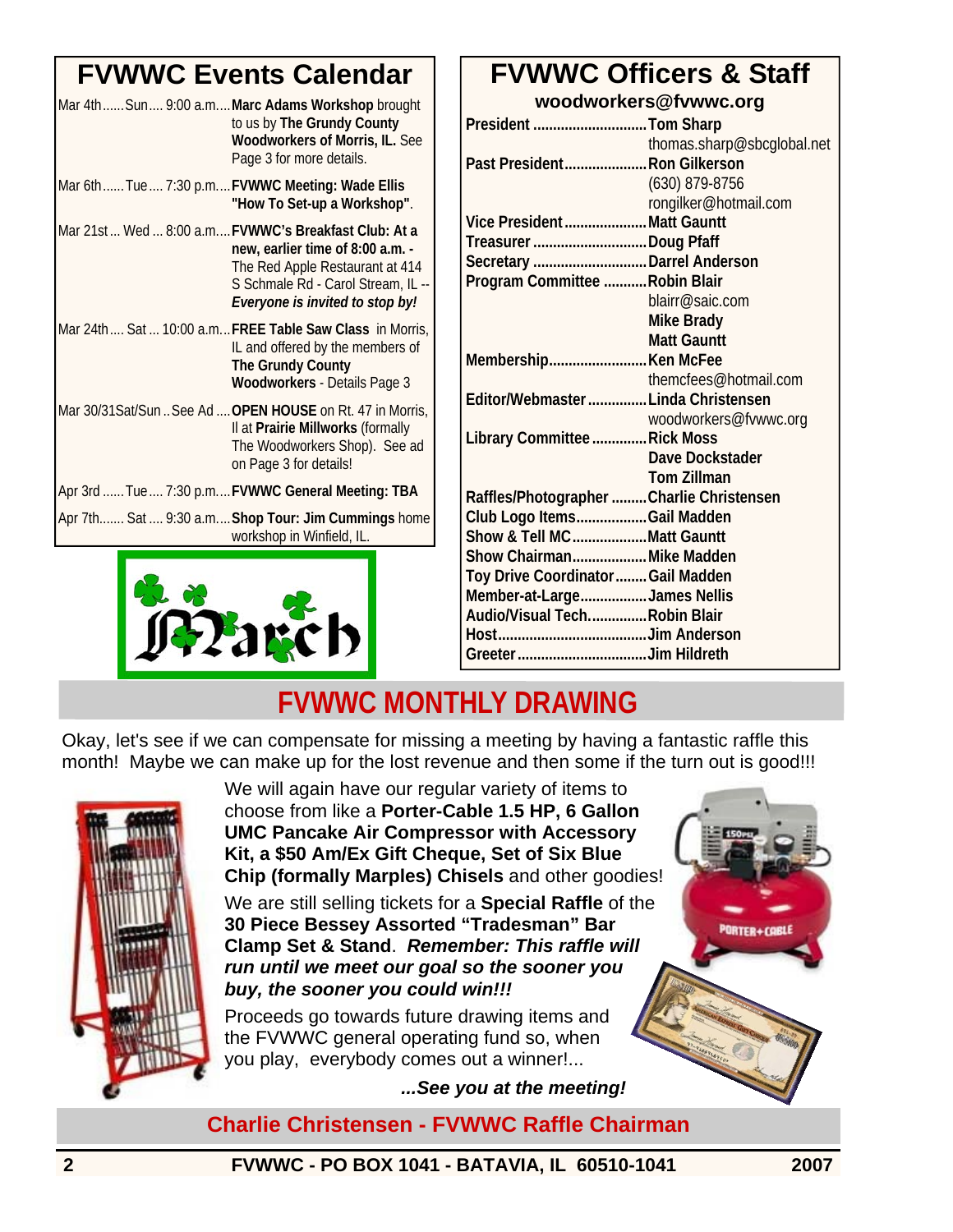## FVWWC Events Calendar

| Date | Day | Time | Event |
|---|---|---|---|
| Mar 4th | Sun | 9:00 a.m. | **Marc Adams Workshop** brought to us by **The Grundy County Woodworkers of Morris, IL.** See Page 3 for more details. |
| Mar 6th | Tue | 7:30 p.m. | **FVWWC Meeting: Wade Ellis "How To Set-up a Workshop"**. |
| Mar 21st | Wed | 8:00 a.m. | **FVWWC's Breakfast Club: At a new, earlier time of 8:00 a.m. -** The Red Apple Restaurant at 414 S Schmale Rd - Carol Stream, IL -- ***Everyone is invited to stop by!*** |
| Mar 24th | Sat | 10:00 a.m. | **FREE Table Saw Class** in Morris, IL and offered by the members of **The Grundy County Woodworkers** - Details Page 3 |
| Mar 30/31 | Sat/Sun | See Ad | **OPEN HOUSE** on Rt. 47 in Morris, Il at **Prairie Millworks** (formally The Woodworkers Shop). See ad on Page 3 for details! |
| Apr 3rd | Tue | 7:30 p.m. | **FVWWC General Meeting: TBA** |
| Apr 7th | Sat | 9:30 a.m. | **Shop Tour: Jim Cummings** home workshop in Winfield, IL. |

March

## FVWWC Officers & Staff

**woodworkers@fvwwc.org**

| Position | Name |
|---|---|
| **President** | **Tom Sharp** thomas.sharp@sbcglobal.net |
| **Past President** | **Ron Gilkerson** (630) 879-8756 rongilker@hotmail.com |
| **Vice President** | **Matt Gauntt** |
| **Treasurer** | **Doug Pfaff** |
| **Secretary** | **Darrel Anderson** |
| **Program Committee** | **Robin Blair** blairr@saic.com **Mike Brady** **Matt Gauntt** |
| **Membership** | **Ken McFee** themcfees@hotmail.com |
| **Editor/Webmaster** | **Linda Christensen** woodworkers@fvwwc.org |
| **Library Committee** | **Rick Moss** **Dave Dockstader** **Tom Zillman** |
| **Raffles/Photographer** | **Charlie Christensen** |
| **Club Logo Items** | **Gail Madden** |
| **Show & Tell MC** | **Matt Gauntt** |
| **Show Chairman** | **Mike Madden** |
| **Toy Drive Coordinator** | **Gail Madden** |
| **Member-at-Large** | **James Nellis** |
| **Audio/Visual Tech.** | **Robin Blair** |
| **Host** | **Jim Anderson** |
| **Greeter** | **Jim Hildreth** |

## FVWWC MONTHLY DRAWING

Okay, let's see if we can compensate for missing a meeting by having a fantastic raffle this month! Maybe we can make up for the lost revenue and then some if the turn out is good!!!

We will again have our regular variety of items to choose from like a **Porter-Cable 1.5 HP, 6 Gallon UMC Pancake Air Compressor with Accessory Kit, a $50 Am/Ex Gift Cheque, Set of Six Blue Chip (formally Marples) Chisels** and other goodies!

We are still selling tickets for a **Special Raffle** of the **30 Piece Bessey Assorted "Tradesman" Bar Clamp Set & Stand**. ***Remember: This raffle will run until we meet our goal so the sooner you buy, the sooner you could win!!!***

Proceeds go towards future drawing items and the FVWWC general operating fund so, when you play, everybody comes out a winner!...

***...See you at the meeting!***

**Charlie Christensen - FVWWC Raffle Chairman**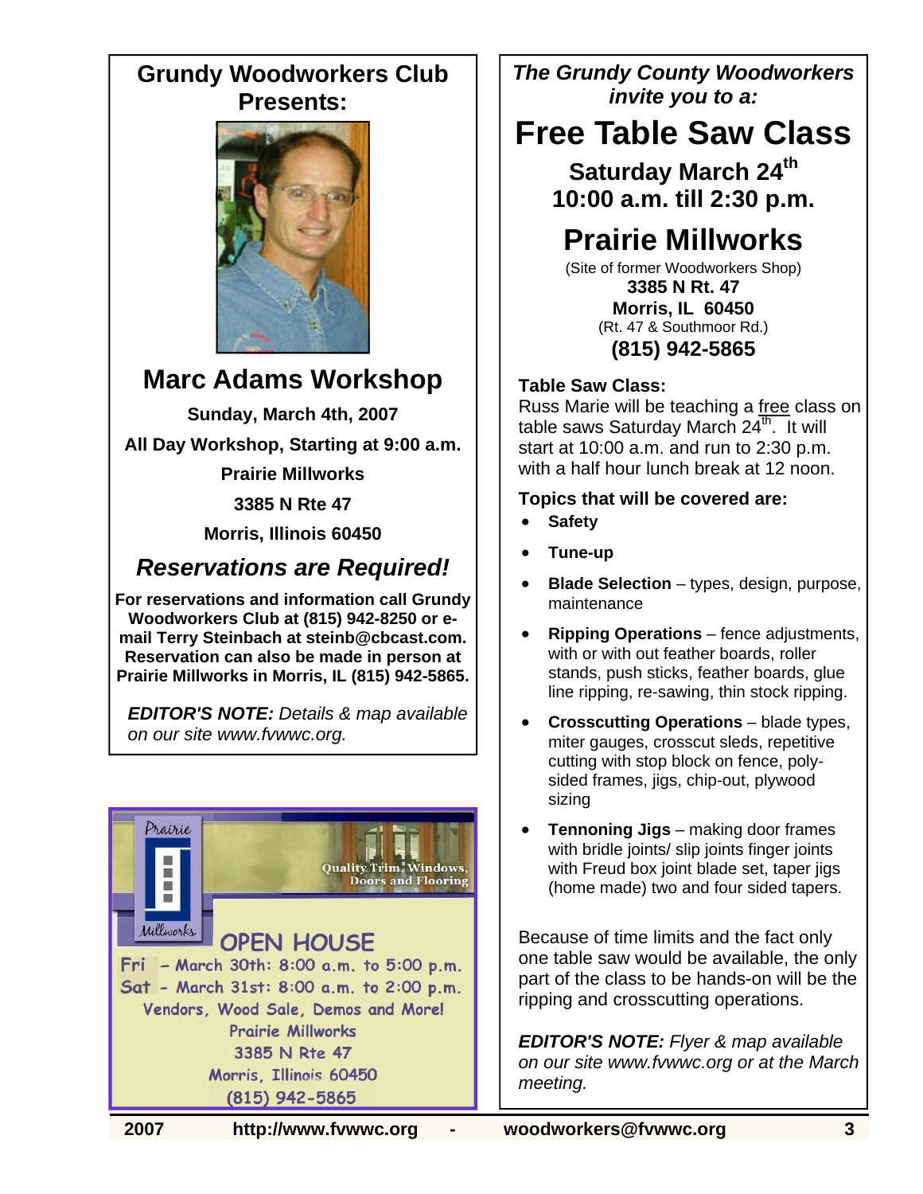## Grundy Woodworkers Club Presents:

## Marc Adams Workshop

**Sunday, March 4th, 2007**

**All Day Workshop, Starting at 9:00 a.m.**

**Prairie Millworks**

**3385 N Rte 47**

**Morris, Illinois 60450**

### *Reservations are Required!*

**For reservations and information call Grundy Woodworkers Club at (815) 942-8250 or e-mail Terry Steinbach at steinb@cbcast.com. Reservation can also be made in person at Prairie Millworks in Morris, IL (815) 942-5865.**

***EDITOR'S NOTE:*** *Details & map available on our site www.fvwwc.org.*

---

Prairie Millworks

Quality Trim, Windows, Doors and Flooring

**OPEN HOUSE**

Fri - March 30th: 8:00 a.m. to 5:00 p.m.
Sat - March 31st: 8:00 a.m. to 2:00 p.m.

Vendors, Wood Sale, Demos and More!

Prairie Millworks
3385 N Rte 47
Morris, Illinois 60450
(815) 942-5865

---

***The Grundy County Woodworkers invite you to a:***

# Free Table Saw Class

**Saturday March 24th**
**10:00 a.m. till 2:30 p.m.**

## Prairie Millworks

(Site of former Woodworkers Shop)
**3385 N Rt. 47**
**Morris, IL 60450**
(Rt. 47 & Southmoor Rd.)
**(815) 942-5865**

**Table Saw Class:**

Russ Marie will be teaching a free class on table saws Saturday March 24th. It will start at 10:00 a.m. and run to 2:30 p.m. with a half hour lunch break at 12 noon.

**Topics that will be covered are:**

- **Safety**
- **Tune-up**
- **Blade Selection** – types, design, purpose, maintenance
- **Ripping Operations** – fence adjustments, with or with out feather boards, roller stands, push sticks, feather boards, glue line ripping, re-sawing, thin stock ripping.
- **Crosscutting Operations** – blade types, miter gauges, crosscut sleds, repetitive cutting with stop block on fence, poly-sided frames, jigs, chip-out, plywood sizing
- **Tennoning Jigs** – making door frames with bridle joints/ slip joints finger joints with Freud box joint blade set, taper jigs (home made) two and four sided tapers.

Because of time limits and the fact only one table saw would be available, the only part of the class to be hands-on will be the ripping and crosscutting operations.

***EDITOR'S NOTE:*** *Flyer & map available on our site www.fvwwc.org or at the March meeting.*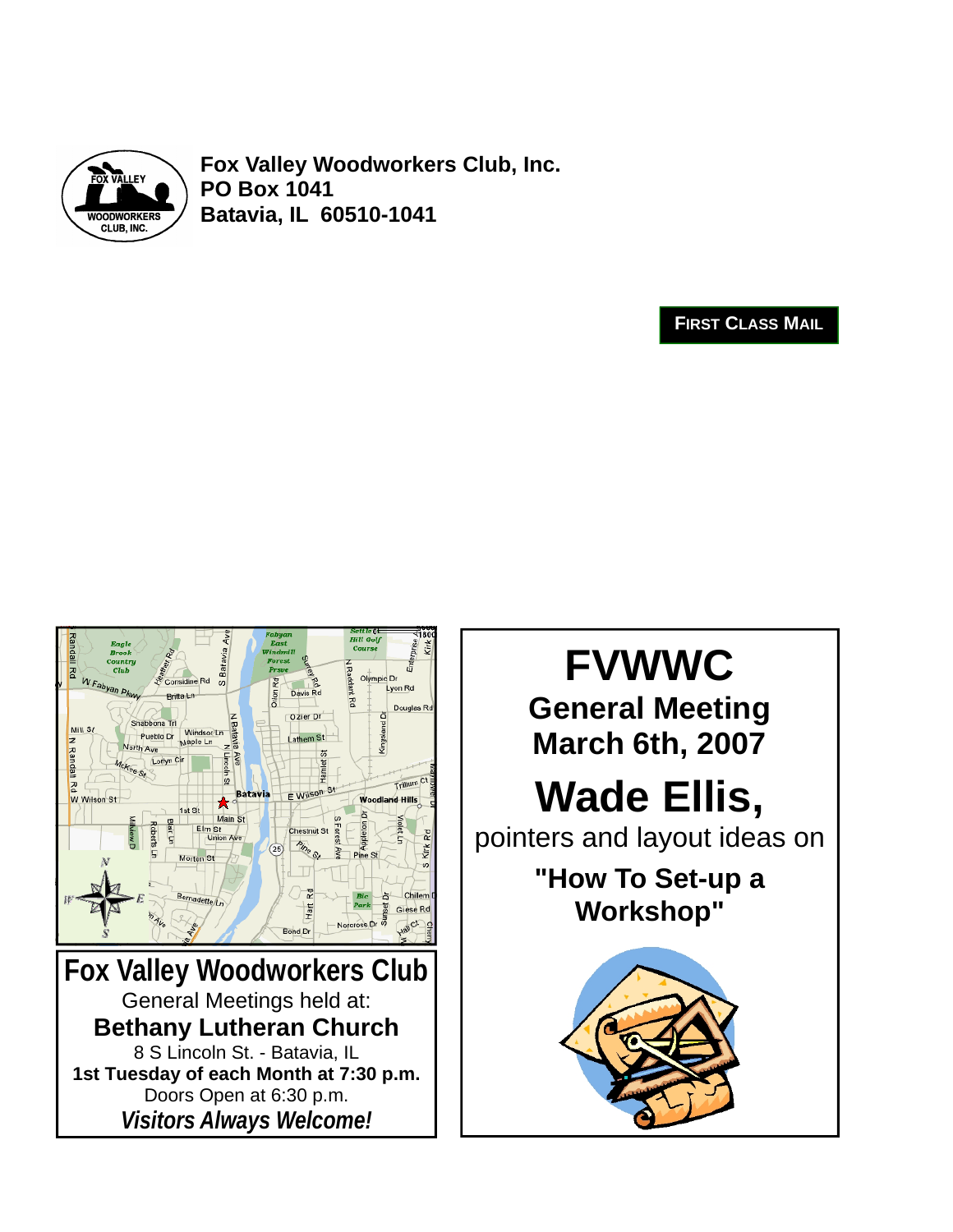**Fox Valley Woodworkers Club, Inc.**
**PO Box 1041**
**Batavia, IL 60510-1041**

**FIRST CLASS MAIL**

# Fox Valley Woodworkers Club

General Meetings held at:

**Bethany Lutheran Church**

8 S Lincoln St. - Batavia, IL

**1st Tuesday of each Month at 7:30 p.m.**

Doors Open at 6:30 p.m.

***Visitors Always Welcome!***

# FVWWC

## General Meeting
## March 6th, 2007

# Wade Ellis,

pointers and layout ideas on

**"How To Set-up a Workshop"**